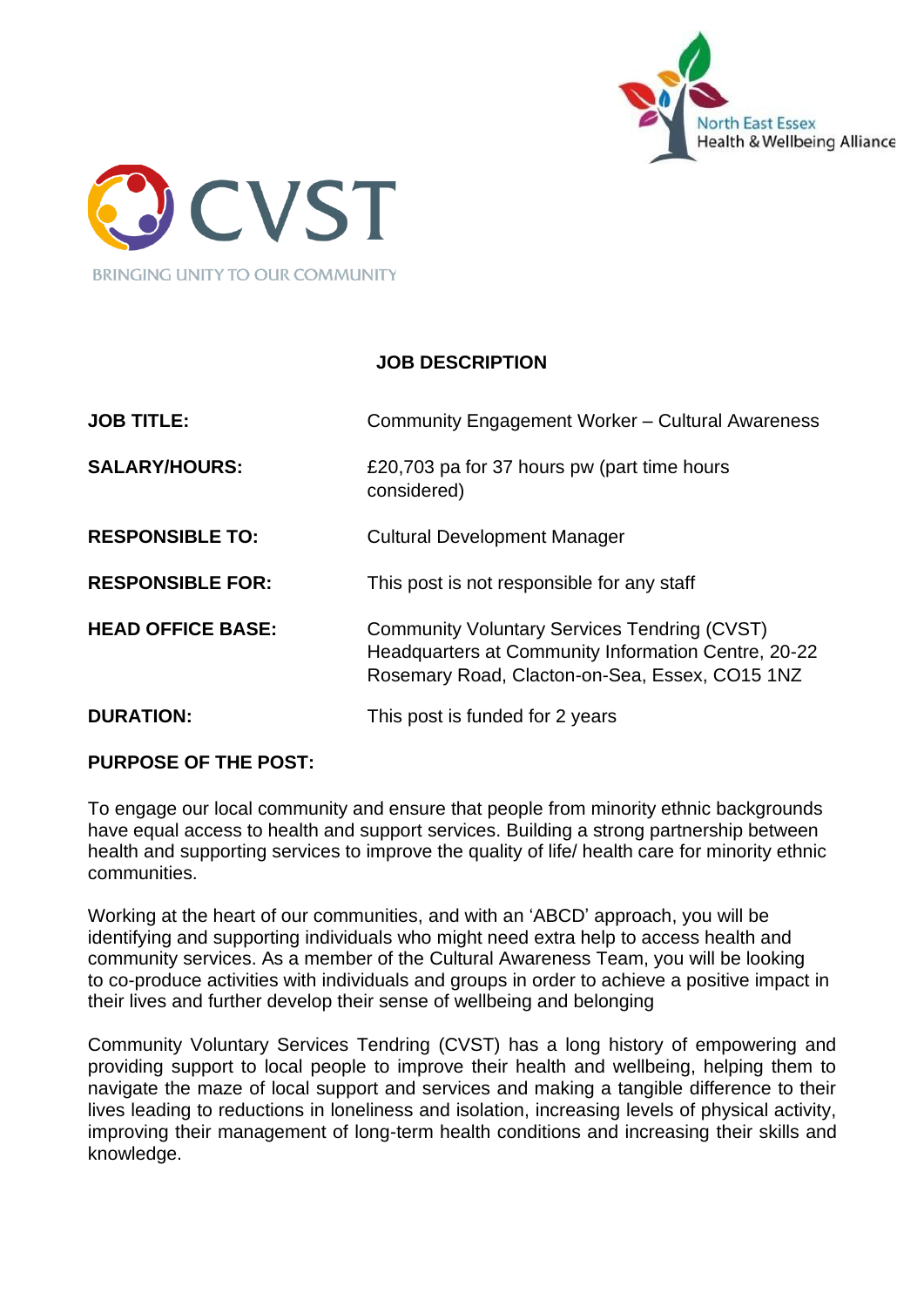CVST

BRINGING UNITY TO OUR COMMUNITY

North East Essex Health & Wellbeing Alliance

# JOB DESCRIPTION

| | |
|---|---|
| **JOB TITLE:** | Community Engagement Worker – Cultural Awareness |
| **SALARY/HOURS:** | £20,703 pa for 37 hours pw (part time hours considered) |
| **RESPONSIBLE TO:** | Cultural Development Manager |
| **RESPONSIBLE FOR:** | This post is not responsible for any staff |
| **HEAD OFFICE BASE:** | Community Voluntary Services Tendring (CVST) Headquarters at Community Information Centre, 20-22 Rosemary Road, Clacton-on-Sea, Essex, CO15 1NZ |
| **DURATION:** | This post is funded for 2 years |

## PURPOSE OF THE POST:

To engage our local community and ensure that people from minority ethnic backgrounds have equal access to health and support services. Building a strong partnership between health and supporting services to improve the quality of life/ health care for minority ethnic communities.

Working at the heart of our communities, and with an 'ABCD' approach, you will be identifying and supporting individuals who might need extra help to access health and community services. As a member of the Cultural Awareness Team, you will be looking to co-produce activities with individuals and groups in order to achieve a positive impact in their lives and further develop their sense of wellbeing and belonging

Community Voluntary Services Tendring (CVST) has a long history of empowering and providing support to local people to improve their health and wellbeing, helping them to navigate the maze of local support and services and making a tangible difference to their lives leading to reductions in loneliness and isolation, increasing levels of physical activity, improving their management of long-term health conditions and increasing their skills and knowledge.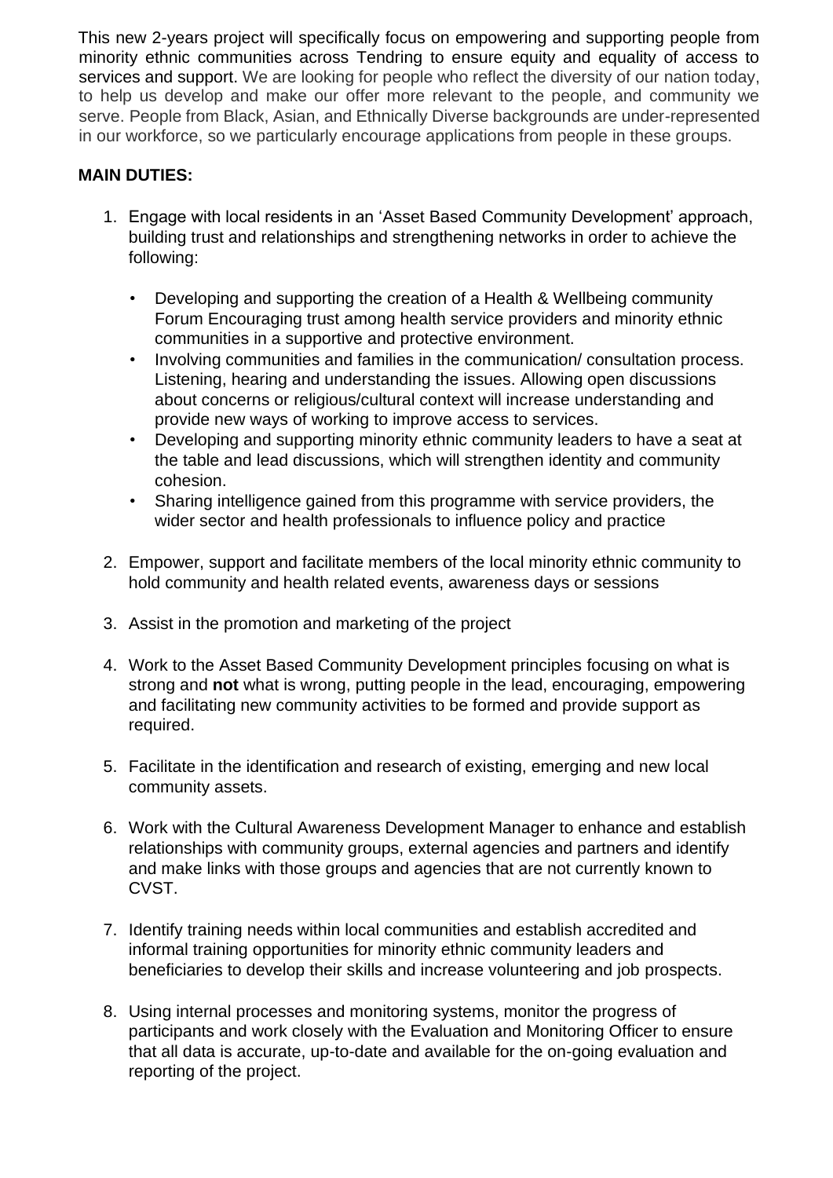This new 2-years project will specifically focus on empowering and supporting people from minority ethnic communities across Tendring to ensure equity and equality of access to services and support. We are looking for people who reflect the diversity of our nation today, to help us develop and make our offer more relevant to the people, and community we serve. People from Black, Asian, and Ethnically Diverse backgrounds are under-represented in our workforce, so we particularly encourage applications from people in these groups.

**MAIN DUTIES:**

1. Engage with local residents in an 'Asset Based Community Development' approach, building trust and relationships and strengthening networks in order to achieve the following:

   - Developing and supporting the creation of a Health & Wellbeing community Forum Encouraging trust among health service providers and minority ethnic communities in a supportive and protective environment.
   - Involving communities and families in the communication/ consultation process. Listening, hearing and understanding the issues. Allowing open discussions about concerns or religious/cultural context will increase understanding and provide new ways of working to improve access to services.
   - Developing and supporting minority ethnic community leaders to have a seat at the table and lead discussions, which will strengthen identity and community cohesion.
   - Sharing intelligence gained from this programme with service providers, the wider sector and health professionals to influence policy and practice

2. Empower, support and facilitate members of the local minority ethnic community to hold community and health related events, awareness days or sessions

3. Assist in the promotion and marketing of the project

4. Work to the Asset Based Community Development principles focusing on what is strong and **not** what is wrong, putting people in the lead, encouraging, empowering and facilitating new community activities to be formed and provide support as required.

5. Facilitate in the identification and research of existing, emerging and new local community assets.

6. Work with the Cultural Awareness Development Manager to enhance and establish relationships with community groups, external agencies and partners and identify and make links with those groups and agencies that are not currently known to CVST.

7. Identify training needs within local communities and establish accredited and informal training opportunities for minority ethnic community leaders and beneficiaries to develop their skills and increase volunteering and job prospects.

8. Using internal processes and monitoring systems, monitor the progress of participants and work closely with the Evaluation and Monitoring Officer to ensure that all data is accurate, up-to-date and available for the on-going evaluation and reporting of the project.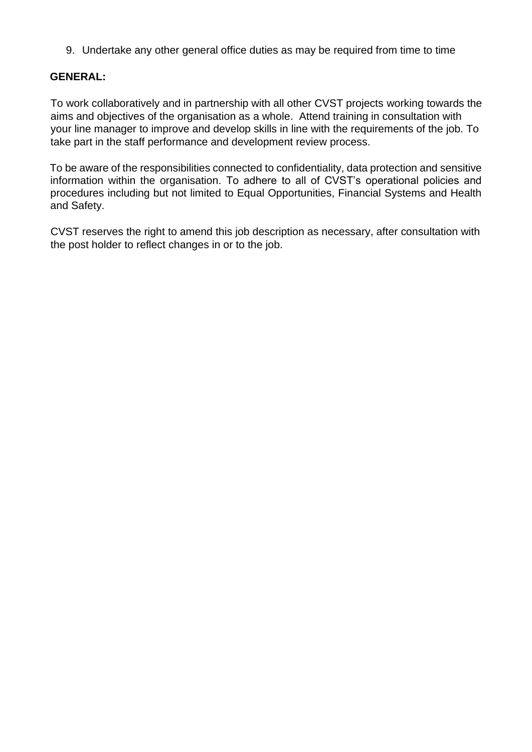9. Undertake any other general office duties as may be required from time to time

**GENERAL:**

To work collaboratively and in partnership with all other CVST projects working towards the aims and objectives of the organisation as a whole. Attend training in consultation with your line manager to improve and develop skills in line with the requirements of the job. To take part in the staff performance and development review process.

To be aware of the responsibilities connected to confidentiality, data protection and sensitive information within the organisation. To adhere to all of CVST's operational policies and procedures including but not limited to Equal Opportunities, Financial Systems and Health and Safety.

CVST reserves the right to amend this job description as necessary, after consultation with the post holder to reflect changes in or to the job.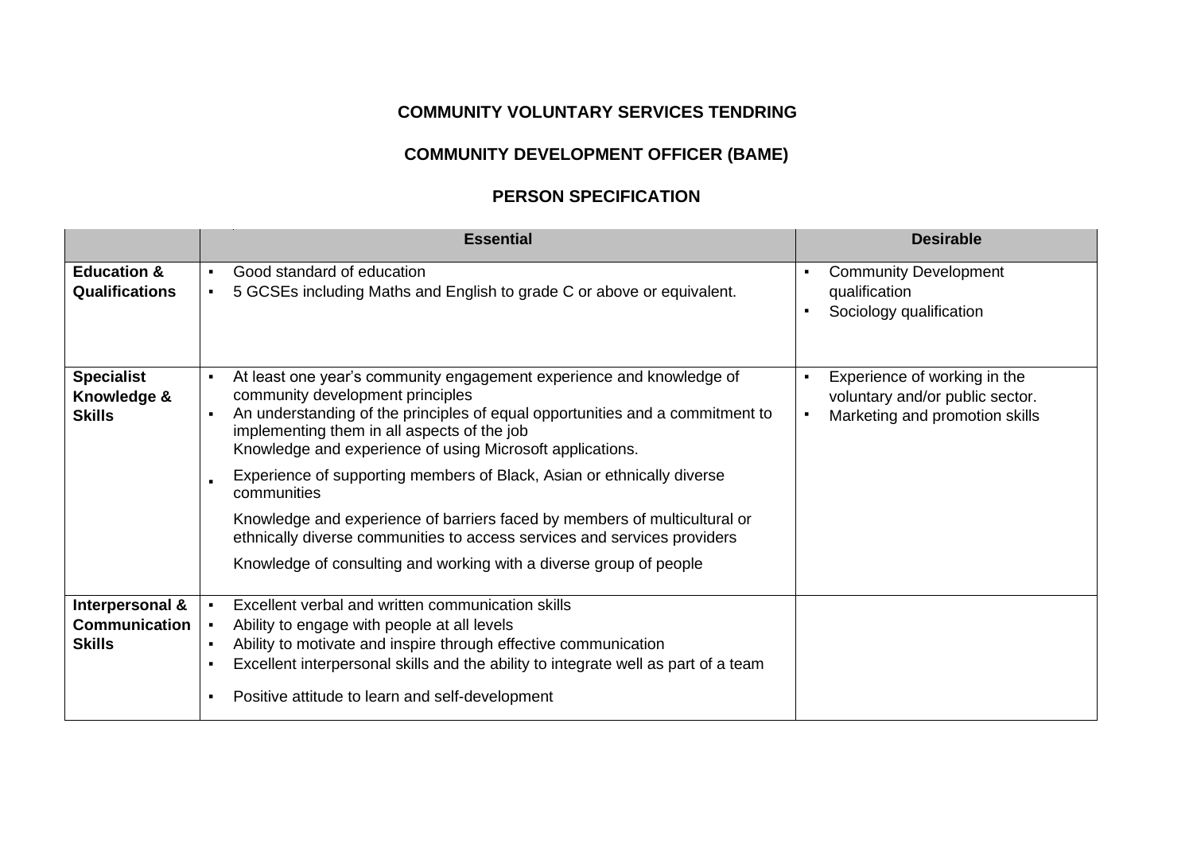**COMMUNITY VOLUNTARY SERVICES TENDRING**

**COMMUNITY DEVELOPMENT OFFICER (BAME)**

**PERSON SPECIFICATION**

| | **Essential** | **Desirable** |
|---|---|---|
| **Education & Qualifications** | ▪ Good standard of education<br>▪ 5 GCSEs including Maths and English to grade C or above or equivalent. | ▪ Community Development qualification<br>▪ Sociology qualification |
| **Specialist Knowledge & Skills** | ▪ At least one year's community engagement experience and knowledge of community development principles<br>▪ An understanding of the principles of equal opportunities and a commitment to implementing them in all aspects of the job<br>Knowledge and experience of using Microsoft applications.<br>▪ Experience of supporting members of Black, Asian or ethnically diverse communities<br>Knowledge and experience of barriers faced by members of multicultural or ethnically diverse communities to access services and services providers<br>Knowledge of consulting and working with a diverse group of people | ▪ Experience of working in the voluntary and/or public sector.<br>▪ Marketing and promotion skills |
| **Interpersonal & Communication Skills** | ▪ Excellent verbal and written communication skills<br>▪ Ability to engage with people at all levels<br>▪ Ability to motivate and inspire through effective communication<br>▪ Excellent interpersonal skills and the ability to integrate well as part of a team<br>▪ Positive attitude to learn and self-development | |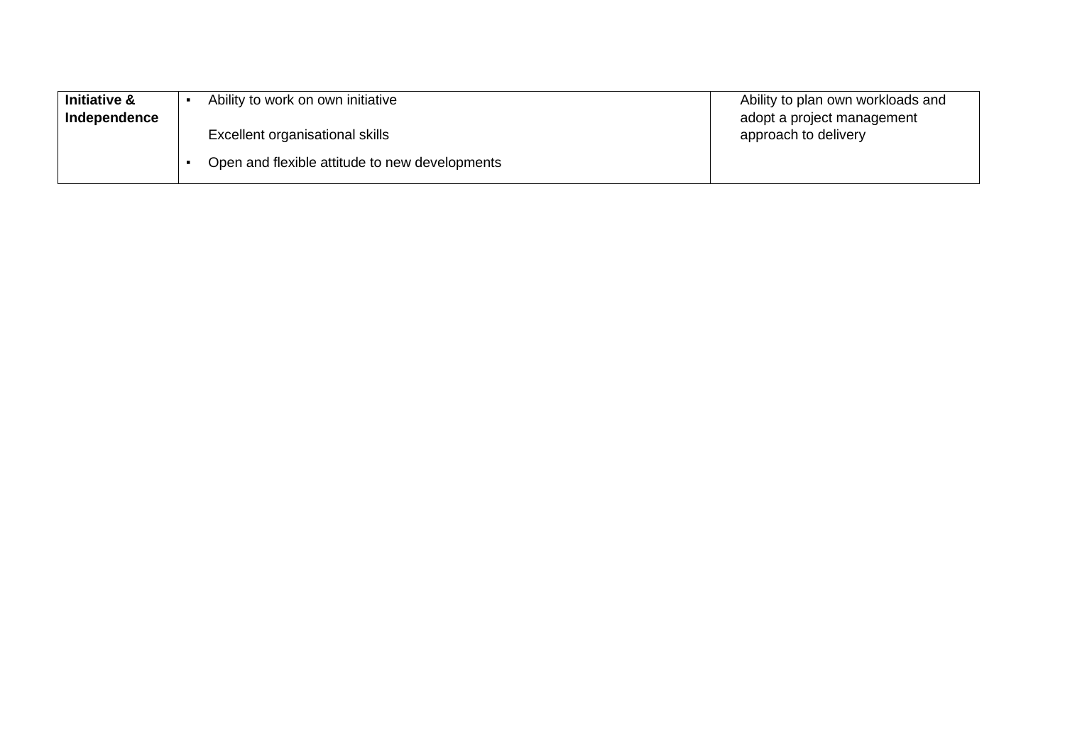| | | |
|---|---|---|
| **Initiative & Independence** | ▪ Ability to work on own initiative<br><br>Excellent organisational skills<br><br>▪ Open and flexible attitude to new developments | Ability to plan own workloads and adopt a project management approach to delivery |